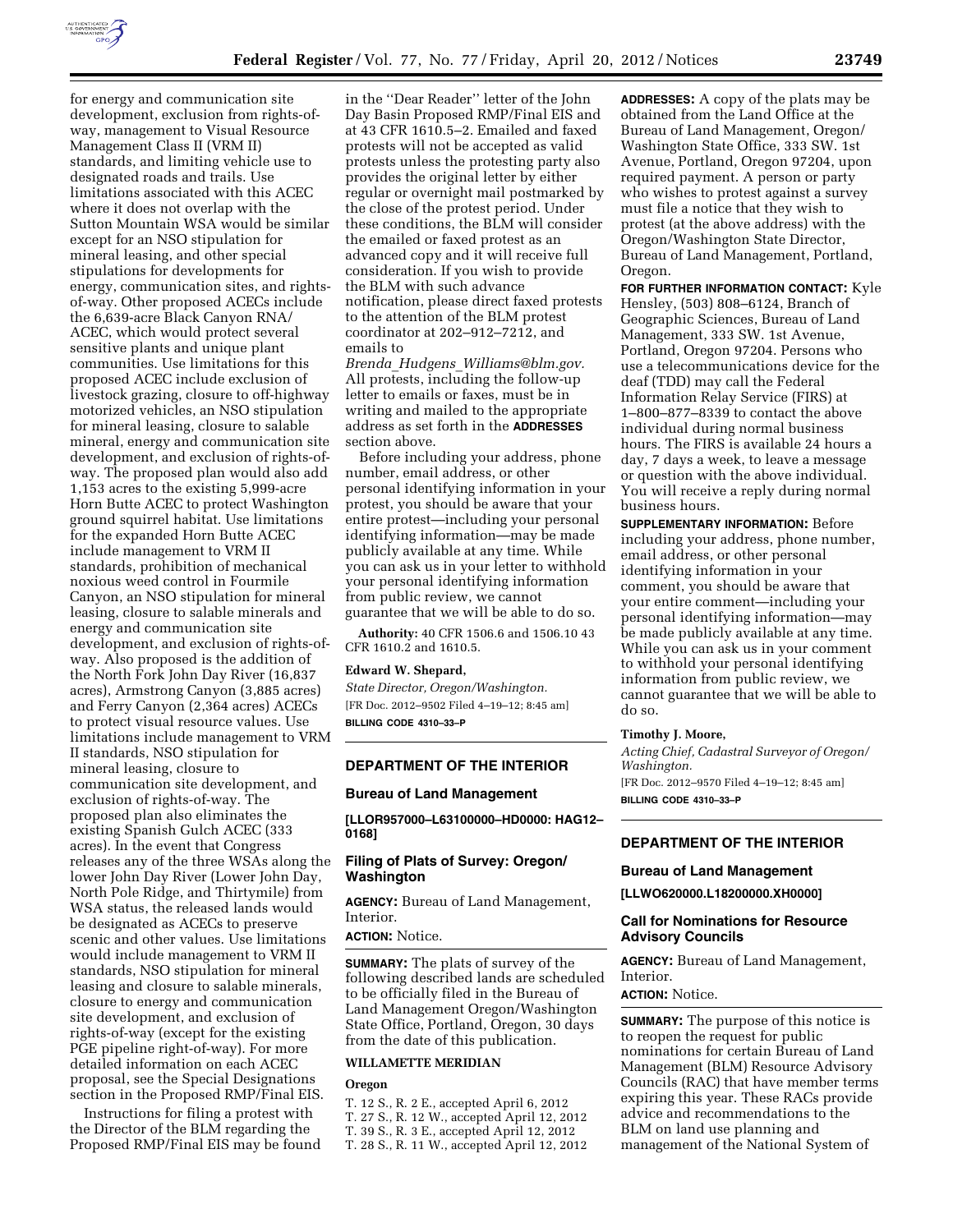for energy and communication site development, exclusion from rights-of-way, management to Visual Resource Management Class II (VRM II) standards, and limiting vehicle use to designated roads and trails. Use limitations associated with this ACEC where it does not overlap with the Sutton Mountain WSA would be similar except for an NSO stipulation for mineral leasing, and other special stipulations for developments for energy, communication sites, and rights-of-way. Other proposed ACECs include the 6,639-acre Black Canyon RNA/ACEC, which would protect several sensitive plants and unique plant communities. Use limitations for this proposed ACEC include exclusion of livestock grazing, closure to off-highway motorized vehicles, an NSO stipulation for mineral leasing, closure to salable mineral, energy and communication site development, and exclusion of rights-of-way. The proposed plan would also add 1,153 acres to the existing 5,999-acre Horn Butte ACEC to protect Washington ground squirrel habitat. Use limitations for the expanded Horn Butte ACEC include management to VRM II standards, prohibition of mechanical noxious weed control in Fourmile Canyon, an NSO stipulation for mineral leasing, closure to salable minerals and energy and communication site development, and exclusion of rights-of-way. Also proposed is the addition of the North Fork John Day River (16,837 acres), Armstrong Canyon (3,885 acres) and Ferry Canyon (2,364 acres) ACECs to protect visual resource values. Use limitations include management to VRM II standards, NSO stipulation for mineral leasing, closure to communication site development, and exclusion of rights-of-way. The proposed plan also eliminates the existing Spanish Gulch ACEC (333 acres). In the event that Congress releases any of the three WSAs along the lower John Day River (Lower John Day, North Pole Ridge, and Thirtymile) from WSA status, the released lands would be designated as ACECs to preserve scenic and other values. Use limitations would include management to VRM II standards, NSO stipulation for mineral leasing and closure to salable minerals, closure to energy and communication site development, and exclusion of rights-of-way (except for the existing PGE pipeline right-of-way). For more detailed information on each ACEC proposal, see the Special Designations section in the Proposed RMP/Final EIS.

Instructions for filing a protest with the Director of the BLM regarding the Proposed RMP/Final EIS may be found in the ''Dear Reader'' letter of the John Day Basin Proposed RMP/Final EIS and at 43 CFR 1610.5–2. Emailed and faxed protests will not be accepted as valid protests unless the protesting party also provides the original letter by either regular or overnight mail postmarked by the close of the protest period. Under these conditions, the BLM will consider the emailed or faxed protest as an advanced copy and it will receive full consideration. If you wish to provide the BLM with such advance notification, please direct faxed protests to the attention of the BLM protest coordinator at 202–912–7212, and emails to *Brenda_Hudgens_Williams@blm.gov.* All protests, including the follow-up letter to emails or faxes, must be in writing and mailed to the appropriate address as set forth in the **ADDRESSES** section above.

Before including your address, phone number, email address, or other personal identifying information in your protest, you should be aware that your entire protest—including your personal identifying information—may be made publicly available at any time. While you can ask us in your letter to withhold your personal identifying information from public review, we cannot guarantee that we will be able to do so.

**Authority:** 40 CFR 1506.6 and 1506.10 43 CFR 1610.2 and 1610.5.

**Edward W. Shepard,**

*State Director, Oregon/Washington.*

[FR Doc. 2012–9502 Filed 4–19–12; 8:45 am]

**BILLING CODE 4310–33–P**

## DEPARTMENT OF THE INTERIOR

### Bureau of Land Management

**[LLOR957000–L63100000–HD0000: HAG12–0168]**

### Filing of Plats of Survey: Oregon/Washington

**AGENCY:** Bureau of Land Management, Interior.

**ACTION:** Notice.

**SUMMARY:** The plats of survey of the following described lands are scheduled to be officially filed in the Bureau of Land Management Oregon/Washington State Office, Portland, Oregon, 30 days from the date of this publication.

**WILLAMETTE MERIDIAN**

**Oregon**

T. 12 S., R. 2 E., accepted April 6, 2012
T. 27 S., R. 12 W., accepted April 12, 2012
T. 39 S., R. 3 E., accepted April 12, 2012
T. 28 S., R. 11 W., accepted April 12, 2012

**ADDRESSES:** A copy of the plats may be obtained from the Land Office at the Bureau of Land Management, Oregon/Washington State Office, 333 SW. 1st Avenue, Portland, Oregon 97204, upon required payment. A person or party who wishes to protest against a survey must file a notice that they wish to protest (at the above address) with the Oregon/Washington State Director, Bureau of Land Management, Portland, Oregon.

**FOR FURTHER INFORMATION CONTACT:** Kyle Hensley, (503) 808–6124, Branch of Geographic Sciences, Bureau of Land Management, 333 SW. 1st Avenue, Portland, Oregon 97204. Persons who use a telecommunications device for the deaf (TDD) may call the Federal Information Relay Service (FIRS) at 1–800–877–8339 to contact the above individual during normal business hours. The FIRS is available 24 hours a day, 7 days a week, to leave a message or question with the above individual. You will receive a reply during normal business hours.

**SUPPLEMENTARY INFORMATION:** Before including your address, phone number, email address, or other personal identifying information in your comment, you should be aware that your entire comment—including your personal identifying information—may be made publicly available at any time. While you can ask us in your comment to withhold your personal identifying information from public review, we cannot guarantee that we will be able to do so.

**Timothy J. Moore,**

*Acting Chief, Cadastral Surveyor of Oregon/Washington.*

[FR Doc. 2012–9570 Filed 4–19–12; 8:45 am]

**BILLING CODE 4310–33–P**

## DEPARTMENT OF THE INTERIOR

### Bureau of Land Management

**[LLWO620000.L18200000.XH0000]**

### Call for Nominations for Resource Advisory Councils

**AGENCY:** Bureau of Land Management, Interior.

**ACTION:** Notice.

**SUMMARY:** The purpose of this notice is to reopen the request for public nominations for certain Bureau of Land Management (BLM) Resource Advisory Councils (RAC) that have member terms expiring this year. These RACs provide advice and recommendations to the BLM on land use planning and management of the National System of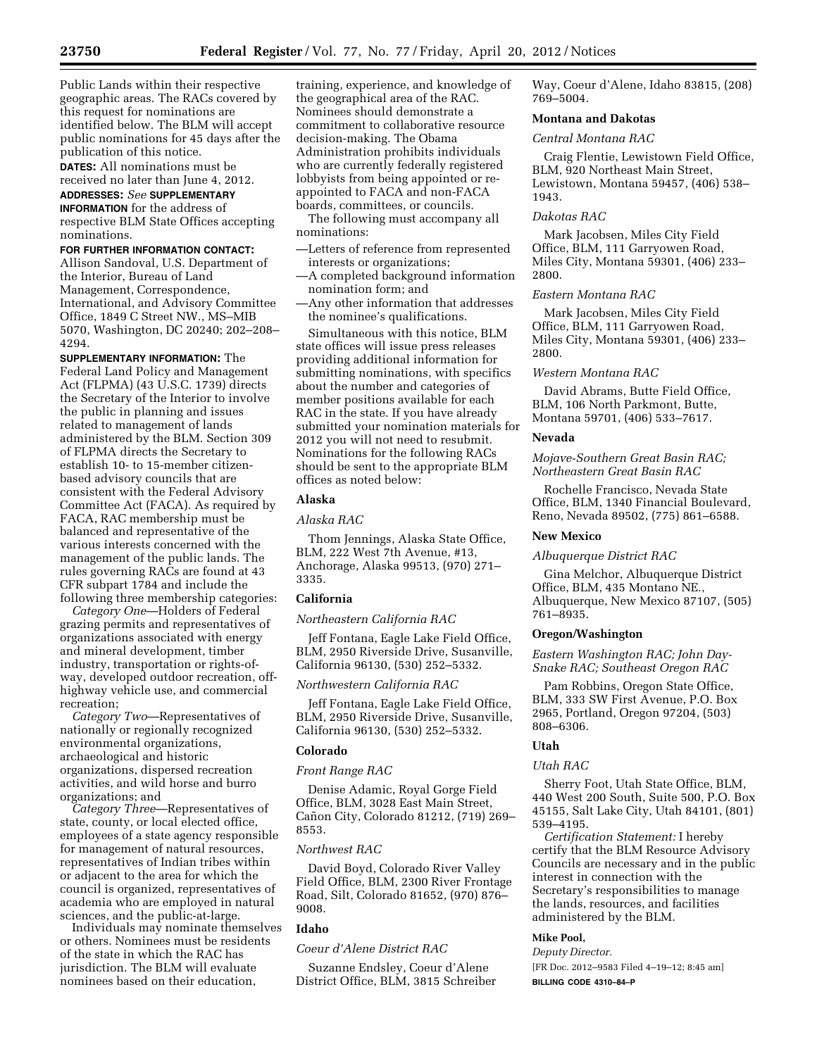Public Lands within their respective geographic areas. The RACs covered by this request for nominations are identified below. The BLM will accept public nominations for 45 days after the publication of this notice.

**DATES:** All nominations must be received no later than June 4, 2012.

**ADDRESSES:** *See* **SUPPLEMENTARY INFORMATION** for the address of respective BLM State Offices accepting nominations.

**FOR FURTHER INFORMATION CONTACT:** Allison Sandoval, U.S. Department of the Interior, Bureau of Land Management, Correspondence, International, and Advisory Committee Office, 1849 C Street NW., MS–MIB 5070, Washington, DC 20240; 202–208–4294.

**SUPPLEMENTARY INFORMATION:** The Federal Land Policy and Management Act (FLPMA) (43 U.S.C. 1739) directs the Secretary of the Interior to involve the public in planning and issues related to management of lands administered by the BLM. Section 309 of FLPMA directs the Secretary to establish 10- to 15-member citizen-based advisory councils that are consistent with the Federal Advisory Committee Act (FACA). As required by FACA, RAC membership must be balanced and representative of the various interests concerned with the management of the public lands. The rules governing RACs are found at 43 CFR subpart 1784 and include the following three membership categories:

*Category One*—Holders of Federal grazing permits and representatives of organizations associated with energy and mineral development, timber industry, transportation or rights-of-way, developed outdoor recreation, off-highway vehicle use, and commercial recreation;

*Category Two*—Representatives of nationally or regionally recognized environmental organizations, archaeological and historic organizations, dispersed recreation activities, and wild horse and burro organizations; and

*Category Three*—Representatives of state, county, or local elected office, employees of a state agency responsible for management of natural resources, representatives of Indian tribes within or adjacent to the area for which the council is organized, representatives of academia who are employed in natural sciences, and the public-at-large.

Individuals may nominate themselves or others. Nominees must be residents of the state in which the RAC has jurisdiction. The BLM will evaluate nominees based on their education, training, experience, and knowledge of the geographical area of the RAC. Nominees should demonstrate a commitment to collaborative resource decision-making. The Obama Administration prohibits individuals who are currently federally registered lobbyists from being appointed or re-appointed to FACA and non-FACA boards, committees, or councils.

The following must accompany all nominations:

—Letters of reference from represented interests or organizations;

—A completed background information nomination form; and

—Any other information that addresses the nominee's qualifications.

Simultaneous with this notice, BLM state offices will issue press releases providing additional information for submitting nominations, with specifics about the number and categories of member positions available for each RAC in the state. If you have already submitted your nomination materials for 2012 you will not need to resubmit. Nominations for the following RACs should be sent to the appropriate BLM offices as noted below:

**Alaska**

*Alaska RAC*

Thom Jennings, Alaska State Office, BLM, 222 West 7th Avenue, #13, Anchorage, Alaska 99513, (970) 271–3335.

**California**

*Northeastern California RAC*

Jeff Fontana, Eagle Lake Field Office, BLM, 2950 Riverside Drive, Susanville, California 96130, (530) 252–5332.

*Northwestern California RAC*

Jeff Fontana, Eagle Lake Field Office, BLM, 2950 Riverside Drive, Susanville, California 96130, (530) 252–5332.

**Colorado**

*Front Range RAC*

Denise Adamic, Royal Gorge Field Office, BLM, 3028 East Main Street, Cañon City, Colorado 81212, (719) 269–8553.

*Northwest RAC*

David Boyd, Colorado River Valley Field Office, BLM, 2300 River Frontage Road, Silt, Colorado 81652, (970) 876–9008.

**Idaho**

*Coeur d'Alene District RAC*

Suzanne Endsley, Coeur d'Alene District Office, BLM, 3815 Schreiber Way, Coeur d'Alene, Idaho 83815, (208) 769–5004.

**Montana and Dakotas**

*Central Montana RAC*

Craig Flentie, Lewistown Field Office, BLM, 920 Northeast Main Street, Lewistown, Montana 59457, (406) 538–1943.

*Dakotas RAC*

Mark Jacobsen, Miles City Field Office, BLM, 111 Garryowen Road, Miles City, Montana 59301, (406) 233–2800.

*Eastern Montana RAC*

Mark Jacobsen, Miles City Field Office, BLM, 111 Garryowen Road, Miles City, Montana 59301, (406) 233–2800.

*Western Montana RAC*

David Abrams, Butte Field Office, BLM, 106 North Parkmont, Butte, Montana 59701, (406) 533–7617.

**Nevada**

*Mojave-Southern Great Basin RAC; Northeastern Great Basin RAC*

Rochelle Francisco, Nevada State Office, BLM, 1340 Financial Boulevard, Reno, Nevada 89502, (775) 861–6588.

**New Mexico**

*Albuquerque District RAC*

Gina Melchor, Albuquerque District Office, BLM, 435 Montano NE., Albuquerque, New Mexico 87107, (505) 761–8935.

**Oregon/Washington**

*Eastern Washington RAC; John Day-Snake RAC; Southeast Oregon RAC*

Pam Robbins, Oregon State Office, BLM, 333 SW First Avenue, P.O. Box 2965, Portland, Oregon 97204, (503) 808–6306.

**Utah**

*Utah RAC*

Sherry Foot, Utah State Office, BLM, 440 West 200 South, Suite 500, P.O. Box 45155, Salt Lake City, Utah 84101, (801) 539–4195.

*Certification Statement:* I hereby certify that the BLM Resource Advisory Councils are necessary and in the public interest in connection with the Secretary's responsibilities to manage the lands, resources, and facilities administered by the BLM.

**Mike Pool,**

*Deputy Director.*

[FR Doc. 2012–9583 Filed 4–19–12; 8:45 am]

**BILLING CODE 4310–84–P**